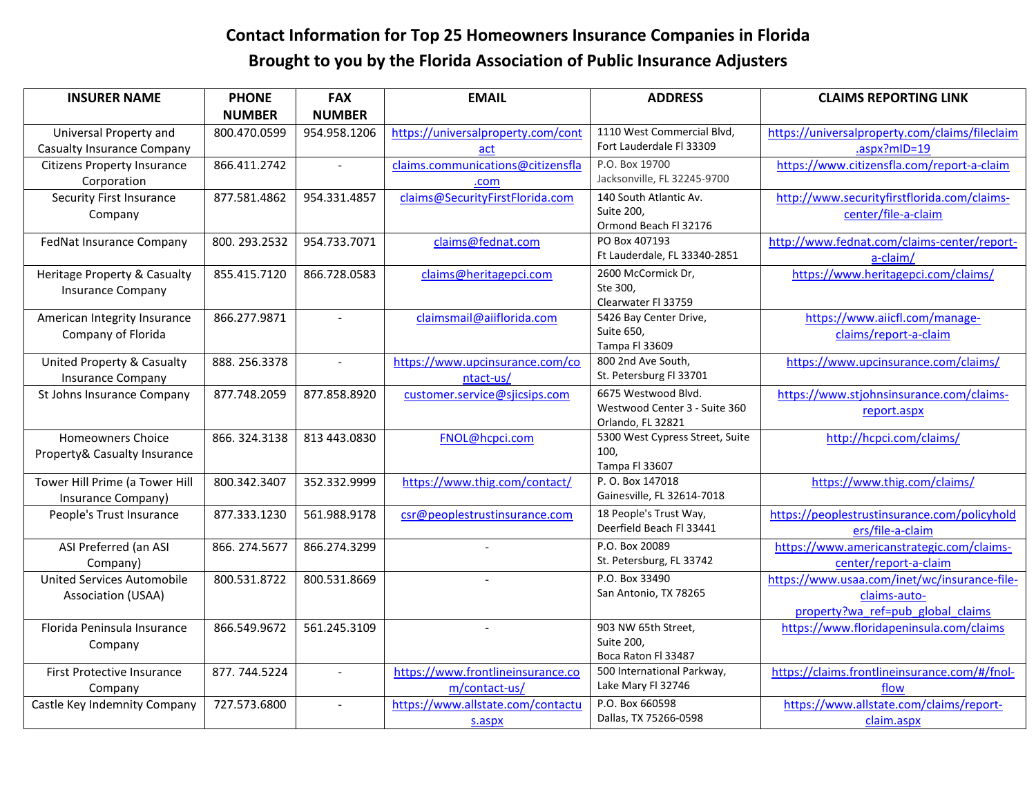# Contact Information for Top 25 Homeowners Insurance Companies in Florida

## Brought to you by the Florida Association of Public Insurance Adjusters

| INSURER NAME | PHONE NUMBER | FAX NUMBER | EMAIL | ADDRESS | CLAIMS REPORTING LINK |
|---|---|---|---|---|---|
| Universal Property and Casualty Insurance Company | 800.470.0599 | 954.958.1206 | https://universalproperty.com/contact | 1110 West Commercial Blvd, Fort Lauderdale Fl 33309 | https://universalproperty.com/claims/fileclaim.aspx?mID=19 |
| Citizens Property Insurance Corporation | 866.411.2742 | - | claims.communications@citizensfla.com | P.O. Box 19700 Jacksonville, FL 32245-9700 | https://www.citizensfla.com/report-a-claim |
| Security First Insurance Company | 877.581.4862 | 954.331.4857 | claims@SecurityFirstFlorida.com | 140 South Atlantic Av. Suite 200, Ormond Beach Fl 32176 | http://www.securityfirstflorida.com/claims-center/file-a-claim |
| FedNat Insurance Company | 800. 293.2532 | 954.733.7071 | claims@fednat.com | PO Box 407193 Ft Lauderdale, FL 33340-2851 | http://www.fednat.com/claims-center/report-a-claim/ |
| Heritage Property & Casualty Insurance Company | 855.415.7120 | 866.728.0583 | claims@heritagepci.com | 2600 McCormick Dr, Ste 300, Clearwater Fl 33759 | https://www.heritagepci.com/claims/ |
| American Integrity Insurance Company of Florida | 866.277.9871 | - | claimsmail@aiiflorida.com | 5426 Bay Center Drive, Suite 650, Tampa Fl 33609 | https://www.aiicfl.com/manage-claims/report-a-claim |
| United Property & Casualty Insurance Company | 888. 256.3378 | - | https://www.upcinsurance.com/contact-us/ | 800 2nd Ave South, St. Petersburg Fl 33701 | https://www.upcinsurance.com/claims/ |
| St Johns Insurance Company | 877.748.2059 | 877.858.8920 | customer.service@sjicsips.com | 6675 Westwood Blvd. Westwood Center 3 - Suite 360 Orlando, FL 32821 | https://www.stjohnsinsurance.com/claims-report.aspx |
| Homeowners Choice Property& Casualty Insurance | 866. 324.3138 | 813 443.0830 | FNOL@hcpci.com | 5300 West Cypress Street, Suite 100, Tampa Fl 33607 | http://hcpci.com/claims/ |
| Tower Hill Prime (a Tower Hill Insurance Company) | 800.342.3407 | 352.332.9999 | https://www.thig.com/contact/ | P. O. Box 147018 Gainesville, FL 32614-7018 | https://www.thig.com/claims/ |
| People's Trust Insurance | 877.333.1230 | 561.988.9178 | csr@peoplestrustinsurance.com | 18 People's Trust Way, Deerfield Beach Fl 33441 | https://peoplestrustinsurance.com/policyholders/file-a-claim |
| ASI Preferred (an ASI Company) | 866. 274.5677 | 866.274.3299 | - | P.O. Box 20089 St. Petersburg, FL 33742 | https://www.americanstrategic.com/claims-center/report-a-claim |
| United Services Automobile Association (USAA) | 800.531.8722 | 800.531.8669 | - | P.O. Box 33490 San Antonio, TX 78265 | https://www.usaa.com/inet/wc/insurance-file-claims-auto-property?wa_ref=pub_global_claims |
| Florida Peninsula Insurance Company | 866.549.9672 | 561.245.3109 | - | 903 NW 65th Street, Suite 200, Boca Raton Fl 33487 | https://www.floridapeninsula.com/claims |
| First Protective Insurance Company | 877. 744.5224 | - | https://www.frontlineinsurance.com/contact-us/ | 500 International Parkway, Lake Mary Fl 32746 | https://claims.frontlineinsurance.com/#/fnol-flow |
| Castle Key Indemnity Company | 727.573.6800 | - | https://www.allstate.com/contactus.aspx | P.O. Box 660598 Dallas, TX 75266-0598 | https://www.allstate.com/claims/report-claim.aspx |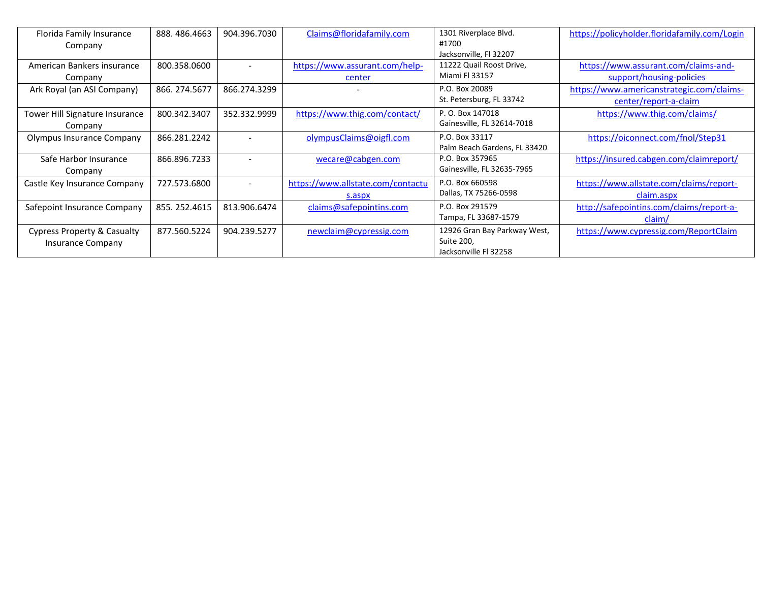| | | | | | |
|---|---|---|---|---|---|
| Florida Family Insurance Company | 888. 486.4663 | 904.396.7030 | Claims@floridafamily.com | 1301 Riverplace Blvd. #1700 Jacksonville, Fl 32207 | https://policyholder.floridafamily.com/Login |
| American Bankers insurance Company | 800.358.0600 | - | https://www.assurant.com/help-center | 11222 Quail Roost Drive, Miami Fl 33157 | https://www.assurant.com/claims-and-support/housing-policies |
| Ark Royal (an ASI Company) | 866. 274.5677 | 866.274.3299 | - | P.O. Box 20089 St. Petersburg, FL 33742 | https://www.americanstrategic.com/claims-center/report-a-claim |
| Tower Hill Signature Insurance Company | 800.342.3407 | 352.332.9999 | https://www.thig.com/contact/ | P. O. Box 147018 Gainesville, FL 32614-7018 | https://www.thig.com/claims/ |
| Olympus Insurance Company | 866.281.2242 | - | olympusClaims@oigfl.com | P.O. Box 33117 Palm Beach Gardens, FL 33420 | https://oiconnect.com/fnol/Step31 |
| Safe Harbor Insurance Company | 866.896.7233 | - | wecare@cabgen.com | P.O. Box 357965 Gainesville, FL 32635-7965 | https://insured.cabgen.com/claimreport/ |
| Castle Key Insurance Company | 727.573.6800 | - | https://www.allstate.com/contactus.aspx | P.O. Box 660598 Dallas, TX 75266-0598 | https://www.allstate.com/claims/report-claim.aspx |
| Safepoint Insurance Company | 855. 252.4615 | 813.906.6474 | claims@safepointins.com | P.O. Box 291579 Tampa, FL 33687-1579 | http://safepointins.com/claims/report-a-claim/ |
| Cypress Property & Casualty Insurance Company | 877.560.5224 | 904.239.5277 | newclaim@cypressig.com | 12926 Gran Bay Parkway West, Suite 200, Jacksonville Fl 32258 | https://www.cypressig.com/ReportClaim |